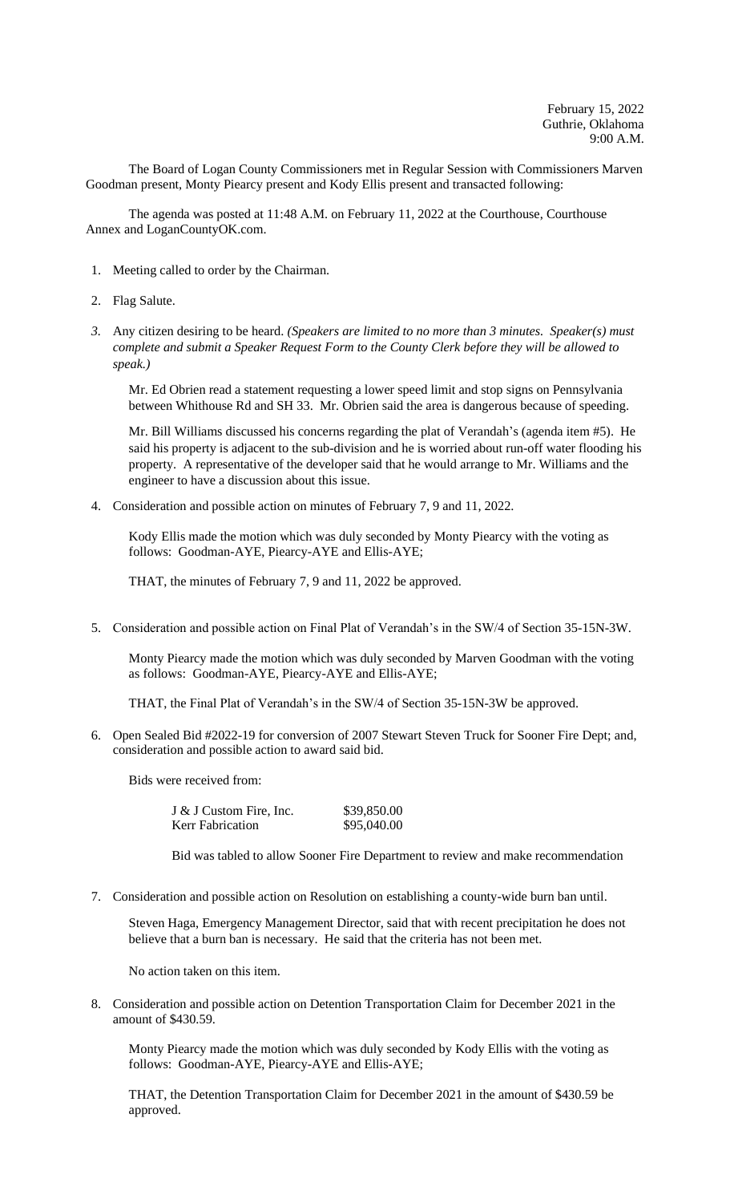February 15, 2022
Guthrie, Oklahoma
9:00 A.M.

The Board of Logan County Commissioners met in Regular Session with Commissioners Marven Goodman present, Monty Piearcy present and Kody Ellis present and transacted following:

The agenda was posted at 11:48 A.M. on February 11, 2022 at the Courthouse, Courthouse Annex and LoganCountyOK.com.

1. Meeting called to order by the Chairman.

2. Flag Salute.

3. Any citizen desiring to be heard. *(Speakers are limited to no more than 3 minutes. Speaker(s) must complete and submit a Speaker Request Form to the County Clerk before they will be allowed to speak.)*

   Mr. Ed Obrien read a statement requesting a lower speed limit and stop signs on Pennsylvania between Whithouse Rd and SH 33. Mr. Obrien said the area is dangerous because of speeding.

   Mr. Bill Williams discussed his concerns regarding the plat of Verandah's (agenda item #5). He said his property is adjacent to the sub-division and he is worried about run-off water flooding his property. A representative of the developer said that he would arrange to Mr. Williams and the engineer to have a discussion about this issue.

4. Consideration and possible action on minutes of February 7, 9 and 11, 2022.

   Kody Ellis made the motion which was duly seconded by Monty Piearcy with the voting as follows: Goodman-AYE, Piearcy-AYE and Ellis-AYE;

   THAT, the minutes of February 7, 9 and 11, 2022 be approved.

5. Consideration and possible action on Final Plat of Verandah's in the SW/4 of Section 35-15N-3W.

   Monty Piearcy made the motion which was duly seconded by Marven Goodman with the voting as follows: Goodman-AYE, Piearcy-AYE and Ellis-AYE;

   THAT, the Final Plat of Verandah's in the SW/4 of Section 35-15N-3W be approved.

6. Open Sealed Bid #2022-19 for conversion of 2007 Stewart Steven Truck for Sooner Fire Dept; and, consideration and possible action to award said bid.

   Bids were received from:

   | | |
   |---|---|
   | J & J Custom Fire, Inc. | $39,850.00 |
   | Kerr Fabrication | $95,040.00 |

   Bid was tabled to allow Sooner Fire Department to review and make recommendation

7. Consideration and possible action on Resolution on establishing a county-wide burn ban until.

   Steven Haga, Emergency Management Director, said that with recent precipitation he does not believe that a burn ban is necessary. He said that the criteria has not been met.

   No action taken on this item.

8. Consideration and possible action on Detention Transportation Claim for December 2021 in the amount of $430.59.

   Monty Piearcy made the motion which was duly seconded by Kody Ellis with the voting as follows: Goodman-AYE, Piearcy-AYE and Ellis-AYE;

   THAT, the Detention Transportation Claim for December 2021 in the amount of $430.59 be approved.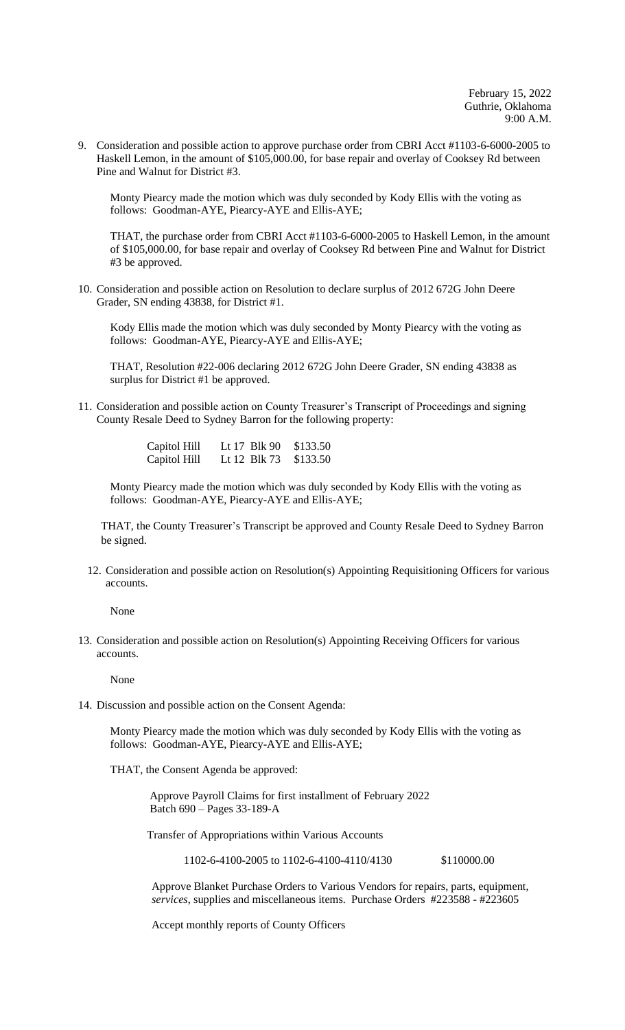February 15, 2022
Guthrie, Oklahoma
9:00 A.M.

9. Consideration and possible action to approve purchase order from CBRI Acct #1103-6-6000-2005 to Haskell Lemon, in the amount of $105,000.00, for base repair and overlay of Cooksey Rd between Pine and Walnut for District #3.

   Monty Piearcy made the motion which was duly seconded by Kody Ellis with the voting as follows: Goodman-AYE, Piearcy-AYE and Ellis-AYE;

   THAT, the purchase order from CBRI Acct #1103-6-6000-2005 to Haskell Lemon, in the amount of $105,000.00, for base repair and overlay of Cooksey Rd between Pine and Walnut for District #3 be approved.

10. Consideration and possible action on Resolution to declare surplus of 2012 672G John Deere Grader, SN ending 43838, for District #1.

    Kody Ellis made the motion which was duly seconded by Monty Piearcy with the voting as follows: Goodman-AYE, Piearcy-AYE and Ellis-AYE;

    THAT, Resolution #22-006 declaring 2012 672G John Deere Grader, SN ending 43838 as surplus for District #1 be approved.

11. Consideration and possible action on County Treasurer's Transcript of Proceedings and signing County Resale Deed to Sydney Barron for the following property:

    | | | |
    |---|---|---|
    | Capitol Hill | Lt 17 Blk 90 | $133.50 |
    | Capitol Hill | Lt 12 Blk 73 | $133.50 |

    Monty Piearcy made the motion which was duly seconded by Kody Ellis with the voting as follows: Goodman-AYE, Piearcy-AYE and Ellis-AYE;

    THAT, the County Treasurer's Transcript be approved and County Resale Deed to Sydney Barron be signed.

12. Consideration and possible action on Resolution(s) Appointing Requisitioning Officers for various accounts.

    None

13. Consideration and possible action on Resolution(s) Appointing Receiving Officers for various accounts.

    None

14. Discussion and possible action on the Consent Agenda:

    Monty Piearcy made the motion which was duly seconded by Kody Ellis with the voting as follows: Goodman-AYE, Piearcy-AYE and Ellis-AYE;

    THAT, the Consent Agenda be approved:

    Approve Payroll Claims for first installment of February 2022
    Batch 690 – Pages 33-189-A

    Transfer of Appropriations within Various Accounts

    1102-6-4100-2005 to 1102-6-4100-4110/4130 $110000.00

    Approve Blanket Purchase Orders to Various Vendors for repairs, parts, equipment, *services*, supplies and miscellaneous items. Purchase Orders #223588 - #223605

    Accept monthly reports of County Officers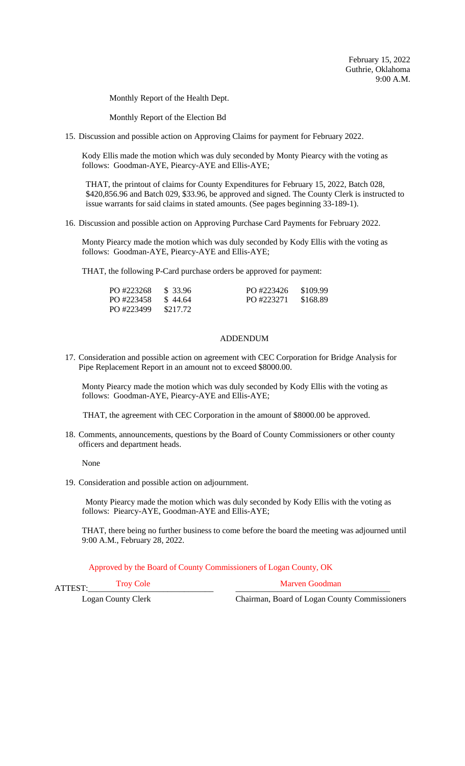February 15, 2022
Guthrie, Oklahoma
9:00 A.M.

Monthly Report of the Health Dept.

Monthly Report of the Election Bd

15. Discussion and possible action on Approving Claims for payment for February 2022.

    Kody Ellis made the motion which was duly seconded by Monty Piearcy with the voting as follows: Goodman-AYE, Piearcy-AYE and Ellis-AYE;

    THAT, the printout of claims for County Expenditures for February 15, 2022, Batch 028, $420,856.96 and Batch 029, $33.96, be approved and signed. The County Clerk is instructed to issue warrants for said claims in stated amounts. (See pages beginning 33-189-1).

16. Discussion and possible action on Approving Purchase Card Payments for February 2022.

    Monty Piearcy made the motion which was duly seconded by Kody Ellis with the voting as follows: Goodman-AYE, Piearcy-AYE and Ellis-AYE;

    THAT, the following P-Card purchase orders be approved for payment:

| | | | |
|---|---|---|---|
| PO #223268 | $ 33.96 | PO #223426 | $109.99 |
| PO #223458 | $ 44.64 | PO #223271 | $168.89 |
| PO #223499 | $217.72 | | |

## ADDENDUM

17. Consideration and possible action on agreement with CEC Corporation for Bridge Analysis for Pipe Replacement Report in an amount not to exceed $8000.00.

    Monty Piearcy made the motion which was duly seconded by Kody Ellis with the voting as follows: Goodman-AYE, Piearcy-AYE and Ellis-AYE;

    THAT, the agreement with CEC Corporation in the amount of $8000.00 be approved.

18. Comments, announcements, questions by the Board of County Commissioners or other county officers and department heads.

    None

19. Consideration and possible action on adjournment.

    Monty Piearcy made the motion which was duly seconded by Kody Ellis with the voting as follows: Piearcy-AYE, Goodman-AYE and Ellis-AYE;

    THAT, there being no further business to come before the board the meeting was adjourned until 9:00 A.M., February 28, 2022.

Approved by the Board of County Commissioners of Logan County, OK

ATTEST: Troy Cole
Logan County Clerk

Marven Goodman
Chairman, Board of Logan County Commissioners